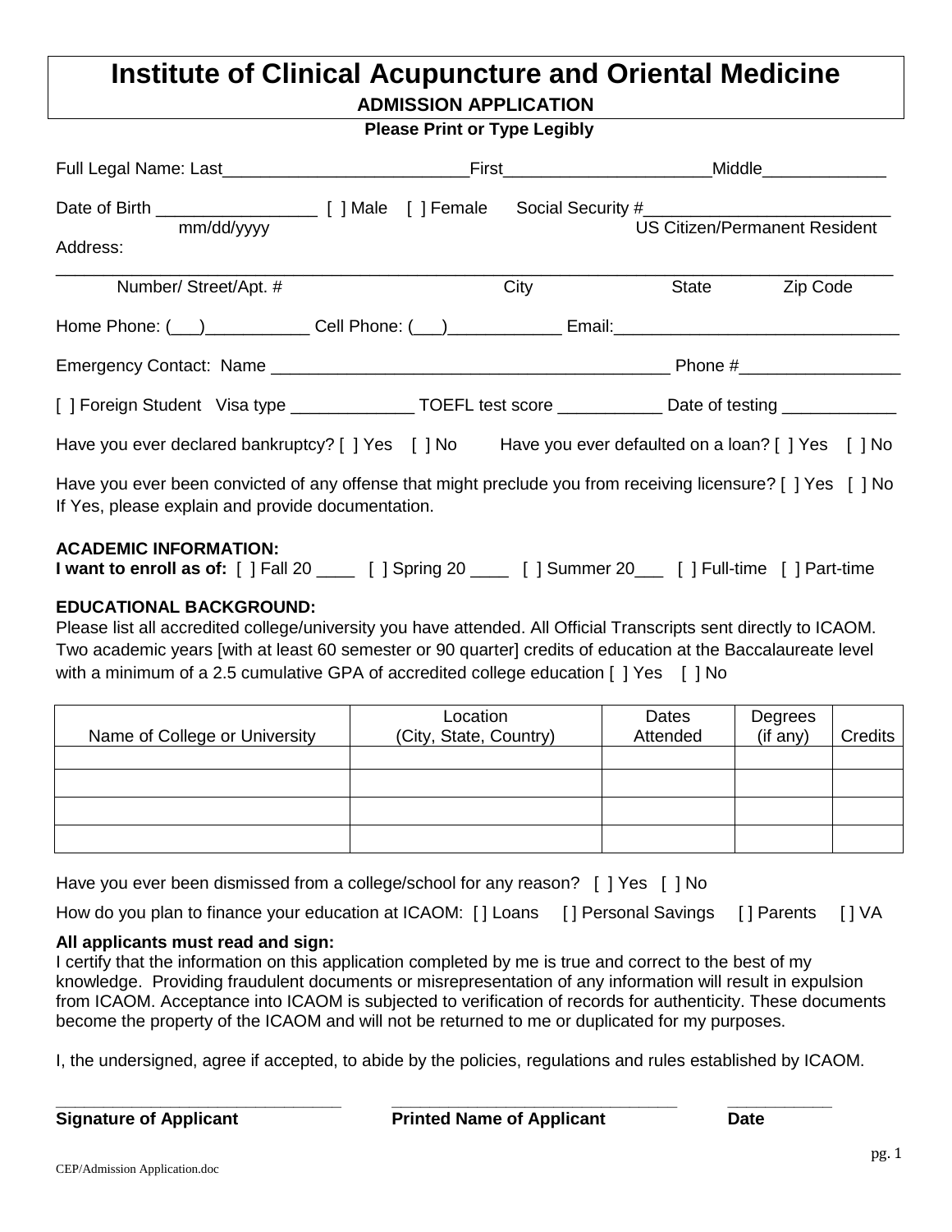# Institute of Clinical Acupuncture and Oriental Medicine

## ADMISSION APPLICATION

**Please Print or Type Legibly**

Full Legal Name: Last__________________________First______________________Middle_____________

Date of Birth _________________ [ ] Male [ ] Female Social Security #__________________________
mm/dd/yyyy US Citizen/Permanent Resident

Address:
_____________________________________________________________________________________
Number/ Street/Apt. # City State Zip Code

Home Phone: (___)___________ Cell Phone: (___)____________ Email:______________________________

Emergency Contact: Name __________________________________________ Phone #_________________

[ ] Foreign Student Visa type _____________ TOEFL test score ___________ Date of testing ____________

Have you ever declared bankruptcy? [ ] Yes [ ] No Have you ever defaulted on a loan? [ ] Yes [ ] No

Have you ever been convicted of any offense that might preclude you from receiving licensure? [ ] Yes [ ] No
If Yes, please explain and provide documentation.

**ACADEMIC INFORMATION:**
**I want to enroll as of:** [ ] Fall 20 ____ [ ] Spring 20 ____ [ ] Summer 20___ [ ] Full-time [ ] Part-time

**EDUCATIONAL BACKGROUND:**
Please list all accredited college/university you have attended. All Official Transcripts sent directly to ICAOM. Two academic years [with at least 60 semester or 90 quarter] credits of education at the Baccalaureate level with a minimum of a 2.5 cumulative GPA of accredited college education [ ] Yes [ ] No

| Name of College or University | Location (City, State, Country) | Dates Attended | Degrees (if any) | Credits |
|---|---|---|---|---|
| | | | | |
| | | | | |
| | | | | |
| | | | | |

Have you ever been dismissed from a college/school for any reason? [ ] Yes [ ] No

How do you plan to finance your education at ICAOM: [ ] Loans [ ] Personal Savings [ ] Parents [ ] VA

**All applicants must read and sign:**
I certify that the information on this application completed by me is true and correct to the best of my knowledge. Providing fraudulent documents or misrepresentation of any information will result in expulsion from ICAOM. Acceptance into ICAOM is subjected to verification of records for authenticity. These documents become the property of the ICAOM and will not be returned to me or duplicated for my purposes.

I, the undersigned, agree if accepted, to abide by the policies, regulations and rules established by ICAOM.

________________________________ ________________________________ ____________
**Signature of Applicant** **Printed Name of Applicant** **Date**

CEP/Admission Application.doc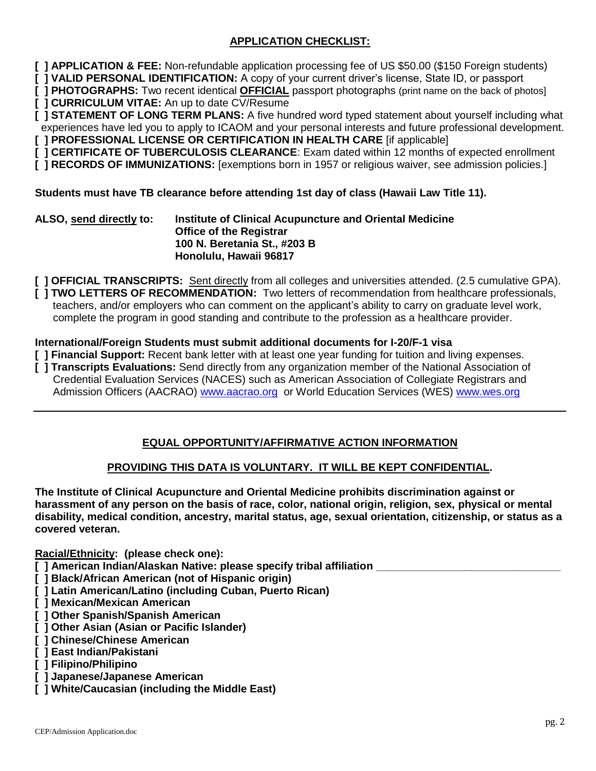## APPLICATION CHECKLIST:

[ ] **APPLICATION & FEE:** Non-refundable application processing fee of US $50.00 ($150 Foreign students)
[ ] **VALID PERSONAL IDENTIFICATION:** A copy of your current driver's license, State ID, or passport
[ ] **PHOTOGRAPHS:** Two recent identical **OFFICIAL** passport photographs (print name on the back of photos)
[ ] **CURRICULUM VITAE:** An up to date CV/Resume
[ ] **STATEMENT OF LONG TERM PLANS:** A five hundred word typed statement about yourself including what experiences have led you to apply to ICAOM and your personal interests and future professional development.
[ ] **PROFESSIONAL LICENSE OR CERTIFICATION IN HEALTH CARE** [if applicable]
[ ] **CERTIFICATE OF TUBERCULOSIS CLEARANCE**: Exam dated within 12 months of expected enrollment
[ ] **RECORDS OF IMMUNIZATIONS:** [exemptions born in 1957 or religious waiver, see admission policies.]

**Students must have TB clearance before attending 1st day of class (Hawaii Law Title 11).**

**ALSO, send directly to:**
**Institute of Clinical Acupuncture and Oriental Medicine**
**Office of the Registrar**
**100 N. Beretania St., #203 B**
**Honolulu, Hawaii 96817**

[ ] **OFFICIAL TRANSCRIPTS:** Sent directly from all colleges and universities attended. (2.5 cumulative GPA).
[ ] **TWO LETTERS OF RECOMMENDATION:** Two letters of recommendation from healthcare professionals, teachers, and/or employers who can comment on the applicant's ability to carry on graduate level work, complete the program in good standing and contribute to the profession as a healthcare provider.

**International/Foreign Students must submit additional documents for I-20/F-1 visa**
[ ] **Financial Support:** Recent bank letter with at least one year funding for tuition and living expenses.
[ ] **Transcripts Evaluations:** Send directly from any organization member of the National Association of Credential Evaluation Services (NACES) such as American Association of Collegiate Registrars and Admission Officers (AACRAO) www.aacrao.org or World Education Services (WES) www.wes.org

---

## EQUAL OPPORTUNITY/AFFIRMATIVE ACTION INFORMATION

### PROVIDING THIS DATA IS VOLUNTARY. IT WILL BE KEPT CONFIDENTIAL.

**The Institute of Clinical Acupuncture and Oriental Medicine prohibits discrimination against or harassment of any person on the basis of race, color, national origin, religion, sex, physical or mental disability, medical condition, ancestry, marital status, age, sexual orientation, citizenship, or status as a covered veteran.**

**Racial/Ethnicity: (please check one):**
**[ ] American Indian/Alaskan Native: please specify tribal affiliation ______________________________**
**[ ] Black/African American (not of Hispanic origin)**
**[ ] Latin American/Latino (including Cuban, Puerto Rican)**
**[ ] Mexican/Mexican American**
**[ ] Other Spanish/Spanish American**
**[ ] Other Asian (Asian or Pacific Islander)**
**[ ] Chinese/Chinese American**
**[ ] East Indian/Pakistani**
**[ ] Filipino/Philipino**
**[ ] Japanese/Japanese American**
**[ ] White/Caucasian (including the Middle East)**

CEP/Admission Application.doc